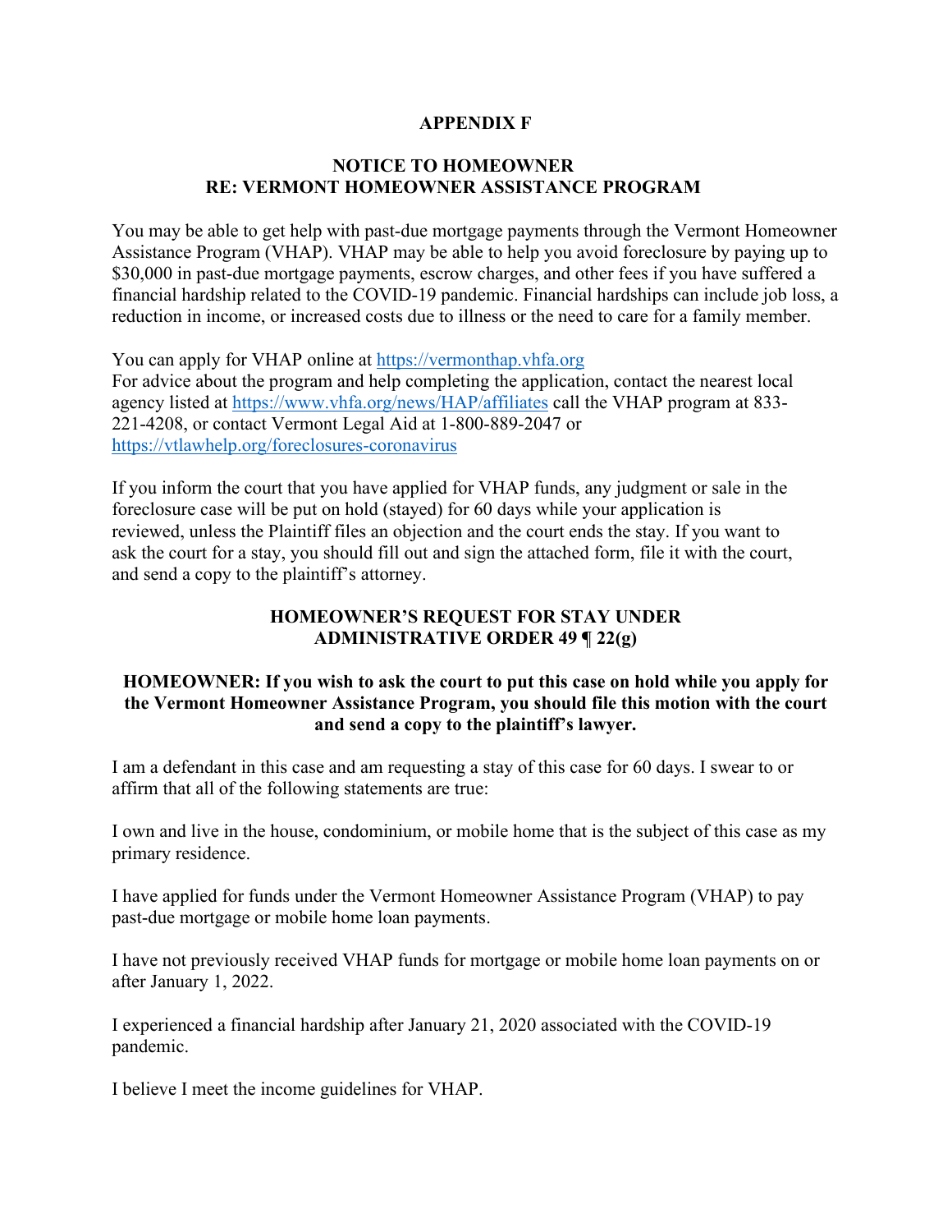**APPENDIX F**

**NOTICE TO HOMEOWNER**
**RE: VERMONT HOMEOWNER ASSISTANCE PROGRAM**

You may be able to get help with past-due mortgage payments through the Vermont Homeowner Assistance Program (VHAP). VHAP may be able to help you avoid foreclosure by paying up to $30,000 in past-due mortgage payments, escrow charges, and other fees if you have suffered a financial hardship related to the COVID-19 pandemic. Financial hardships can include job loss, a reduction in income, or increased costs due to illness or the need to care for a family member.

You can apply for VHAP online at https://vermonthap.vhfa.org
For advice about the program and help completing the application, contact the nearest local agency listed at https://www.vhfa.org/news/HAP/affiliates call the VHAP program at 833-221-4208, or contact Vermont Legal Aid at 1-800-889-2047 or https://vtlawhelp.org/foreclosures-coronavirus

If you inform the court that you have applied for VHAP funds, any judgment or sale in the foreclosure case will be put on hold (stayed) for 60 days while your application is reviewed, unless the Plaintiff files an objection and the court ends the stay. If you want to ask the court for a stay, you should fill out and sign the attached form, file it with the court, and send a copy to the plaintiff's attorney.

**HOMEOWNER'S REQUEST FOR STAY UNDER ADMINISTRATIVE ORDER 49 ¶ 22(g)**

**HOMEOWNER: If you wish to ask the court to put this case on hold while you apply for the Vermont Homeowner Assistance Program, you should file this motion with the court and send a copy to the plaintiff's lawyer.**

I am a defendant in this case and am requesting a stay of this case for 60 days. I swear to or affirm that all of the following statements are true:

I own and live in the house, condominium, or mobile home that is the subject of this case as my primary residence.

I have applied for funds under the Vermont Homeowner Assistance Program (VHAP) to pay past-due mortgage or mobile home loan payments.

I have not previously received VHAP funds for mortgage or mobile home loan payments on or after January 1, 2022.

I experienced a financial hardship after January 21, 2020 associated with the COVID-19 pandemic.

I believe I meet the income guidelines for VHAP.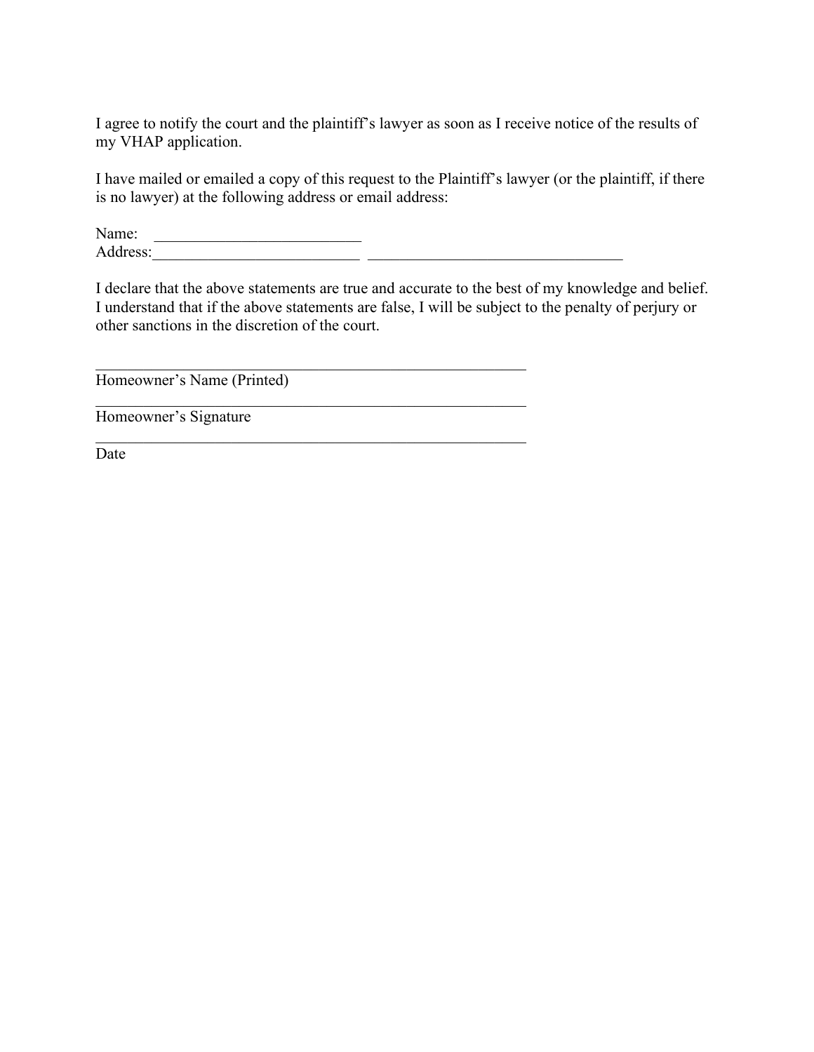I agree to notify the court and the plaintiff's lawyer as soon as I receive notice of the results of my VHAP application.

I have mailed or emailed a copy of this request to the Plaintiff's lawyer (or the plaintiff, if there is no lawyer) at the following address or email address:

Name: ___________________________
Address:___________________________ _________________________________

I declare that the above statements are true and accurate to the best of my knowledge and belief. I understand that if the above statements are false, I will be subject to the penalty of perjury or other sanctions in the discretion of the court.

________________________________________________________
Homeowner's Name (Printed)

________________________________________________________
Homeowner's Signature

________________________________________________________
Date